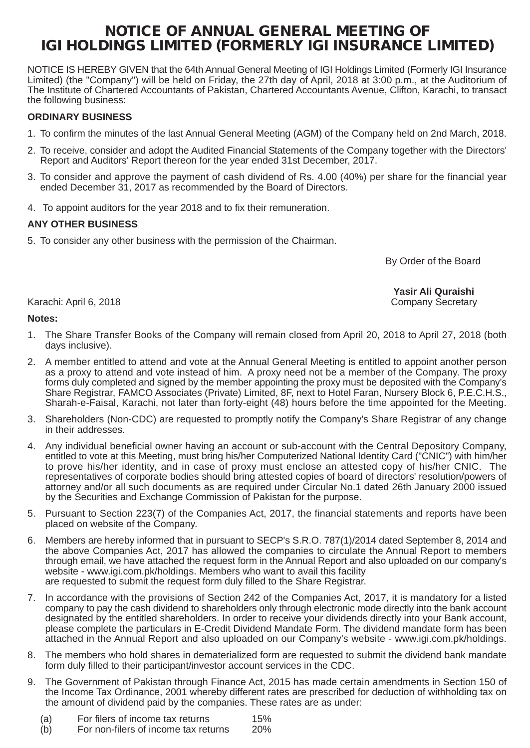# NOTICE OF ANNUAL GENERAL MEETING OF IGI HOLDINGS LIMITED (FORMERLY IGI INSURANCE LIMITED)

NOTICE IS HEREBY GIVEN that the 64th Annual General Meeting of IGI Holdings Limited (Formerly IGI Insurance Limited) (the "Company") will be held on Friday, the 27th day of April, 2018 at 3:00 p.m., at the Auditorium of The Institute of Chartered Accountants of Pakistan, Chartered Accountants Avenue, Clifton, Karachi, to transact the following business:

**ORDINARY BUSINESS**

1. To confirm the minutes of the last Annual General Meeting (AGM) of the Company held on 2nd March, 2018.
2. To receive, consider and adopt the Audited Financial Statements of the Company together with the Directors' Report and Auditors' Report thereon for the year ended 31st December, 2017.
3. To consider and approve the payment of cash dividend of Rs. 4.00 (40%) per share for the financial year ended December 31, 2017 as recommended by the Board of Directors.
4. To appoint auditors for the year 2018 and to fix their remuneration.

**ANY OTHER BUSINESS**

5. To consider any other business with the permission of the Chairman.

By Order of the Board

**Yasir Ali Quraishi**
Company Secretary

Karachi: April 6, 2018

**Notes:**

1. The Share Transfer Books of the Company will remain closed from April 20, 2018 to April 27, 2018 (both days inclusive).
2. A member entitled to attend and vote at the Annual General Meeting is entitled to appoint another person as a proxy to attend and vote instead of him. A proxy need not be a member of the Company. The proxy forms duly completed and signed by the member appointing the proxy must be deposited with the Company's Share Registrar, FAMCO Associates (Private) Limited, 8F, next to Hotel Faran, Nursery Block 6, P.E.C.H.S., Sharah-e-Faisal, Karachi, not later than forty-eight (48) hours before the time appointed for the Meeting.
3. Shareholders (Non-CDC) are requested to promptly notify the Company's Share Registrar of any change in their addresses.
4. Any individual beneficial owner having an account or sub-account with the Central Depository Company, entitled to vote at this Meeting, must bring his/her Computerized National Identity Card ("CNIC") with him/her to prove his/her identity, and in case of proxy must enclose an attested copy of his/her CNIC. The representatives of corporate bodies should bring attested copies of board of directors' resolution/powers of attorney and/or all such documents as are required under Circular No.1 dated 26th January 2000 issued by the Securities and Exchange Commission of Pakistan for the purpose.
5. Pursuant to Section 223(7) of the Companies Act, 2017, the financial statements and reports have been placed on website of the Company.
6. Members are hereby informed that in pursuant to SECP's S.R.O. 787(1)/2014 dated September 8, 2014 and the above Companies Act, 2017 has allowed the companies to circulate the Annual Report to members through email, we have attached the request form in the Annual Report and also uploaded on our company's website - www.igi.com.pk/holdings. Members who want to avail this facility are requested to submit the request form duly filled to the Share Registrar.
7. In accordance with the provisions of Section 242 of the Companies Act, 2017, it is mandatory for a listed company to pay the cash dividend to shareholders only through electronic mode directly into the bank account designated by the entitled shareholders. In order to receive your dividends directly into your Bank account, please complete the particulars in E-Credit Dividend Mandate Form. The dividend mandate form has been attached in the Annual Report and also uploaded on our Company's website - www.igi.com.pk/holdings.
8. The members who hold shares in dematerialized form are requested to submit the dividend bank mandate form duly filled to their participant/investor account services in the CDC.
9. The Government of Pakistan through Finance Act, 2015 has made certain amendments in Section 150 of the Income Tax Ordinance, 2001 whereby different rates are prescribed for deduction of withholding tax on the amount of dividend paid by the companies. These rates are as under:

   (a) For filers of income tax returns 15%
   (b) For non-filers of income tax returns 20%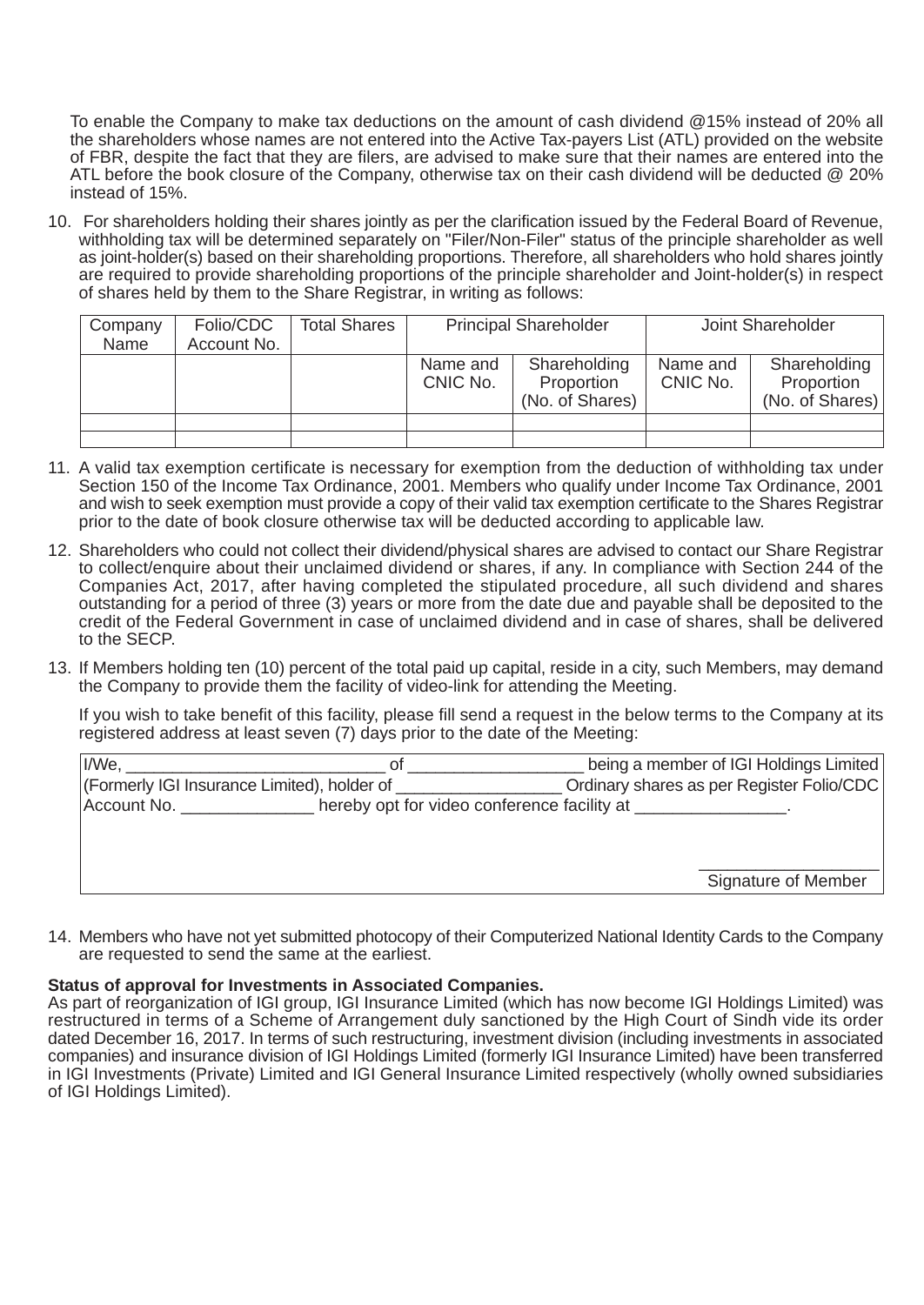To enable the Company to make tax deductions on the amount of cash dividend @15% instead of 20% all the shareholders whose names are not entered into the Active Tax-payers List (ATL) provided on the website of FBR, despite the fact that they are filers, are advised to make sure that their names are entered into the ATL before the book closure of the Company, otherwise tax on their cash dividend will be deducted @ 20% instead of 15%.

10. For shareholders holding their shares jointly as per the clarification issued by the Federal Board of Revenue, withholding tax will be determined separately on "Filer/Non-Filer" status of the principle shareholder as well as joint-holder(s) based on their shareholding proportions. Therefore, all shareholders who hold shares jointly are required to provide shareholding proportions of the principle shareholder and Joint-holder(s) in respect of shares held by them to the Share Registrar, in writing as follows:

| Company Name | Folio/CDC Account No. | Total Shares | Principal Shareholder | | Joint Shareholder | |
|---|---|---|---|---|---|---|
| | | | Name and CNIC No. | Shareholding Proportion (No. of Shares) | Name and CNIC No. | Shareholding Proportion (No. of Shares) |
| | | | | | | |
| | | | | | | |

11. A valid tax exemption certificate is necessary for exemption from the deduction of withholding tax under Section 150 of the Income Tax Ordinance, 2001. Members who qualify under Income Tax Ordinance, 2001 and wish to seek exemption must provide a copy of their valid tax exemption certificate to the Shares Registrar prior to the date of book closure otherwise tax will be deducted according to applicable law.

12. Shareholders who could not collect their dividend/physical shares are advised to contact our Share Registrar to collect/enquire about their unclaimed dividend or shares, if any. In compliance with Section 244 of the Companies Act, 2017, after having completed the stipulated procedure, all such dividend and shares outstanding for a period of three (3) years or more from the date due and payable shall be deposited to the credit of the Federal Government in case of unclaimed dividend and in case of shares, shall be delivered to the SECP.

13. If Members holding ten (10) percent of the total paid up capital, reside in a city, such Members, may demand the Company to provide them the facility of video-link for attending the Meeting.

    If you wish to take benefit of this facility, please fill send a request in the below terms to the Company at its registered address at least seven (7) days prior to the date of the Meeting:

    I/We, ____________________________ of ___________________ being a member of IGI Holdings Limited (Formerly IGI Insurance Limited), holder of _________________ Ordinary shares as per Register Folio/CDC Account No. ______________ hereby opt for video conference facility at ________________.

    ___________________
    Signature of Member

14. Members who have not yet submitted photocopy of their Computerized National Identity Cards to the Company are requested to send the same at the earliest.

**Status of approval for Investments in Associated Companies.**

As part of reorganization of IGI group, IGI Insurance Limited (which has now become IGI Holdings Limited) was restructured in terms of a Scheme of Arrangement duly sanctioned by the High Court of Sindh vide its order dated December 16, 2017. In terms of such restructuring, investment division (including investments in associated companies) and insurance division of IGI Holdings Limited (formerly IGI Insurance Limited) have been transferred in IGI Investments (Private) Limited and IGI General Insurance Limited respectively (wholly owned subsidiaries of IGI Holdings Limited).